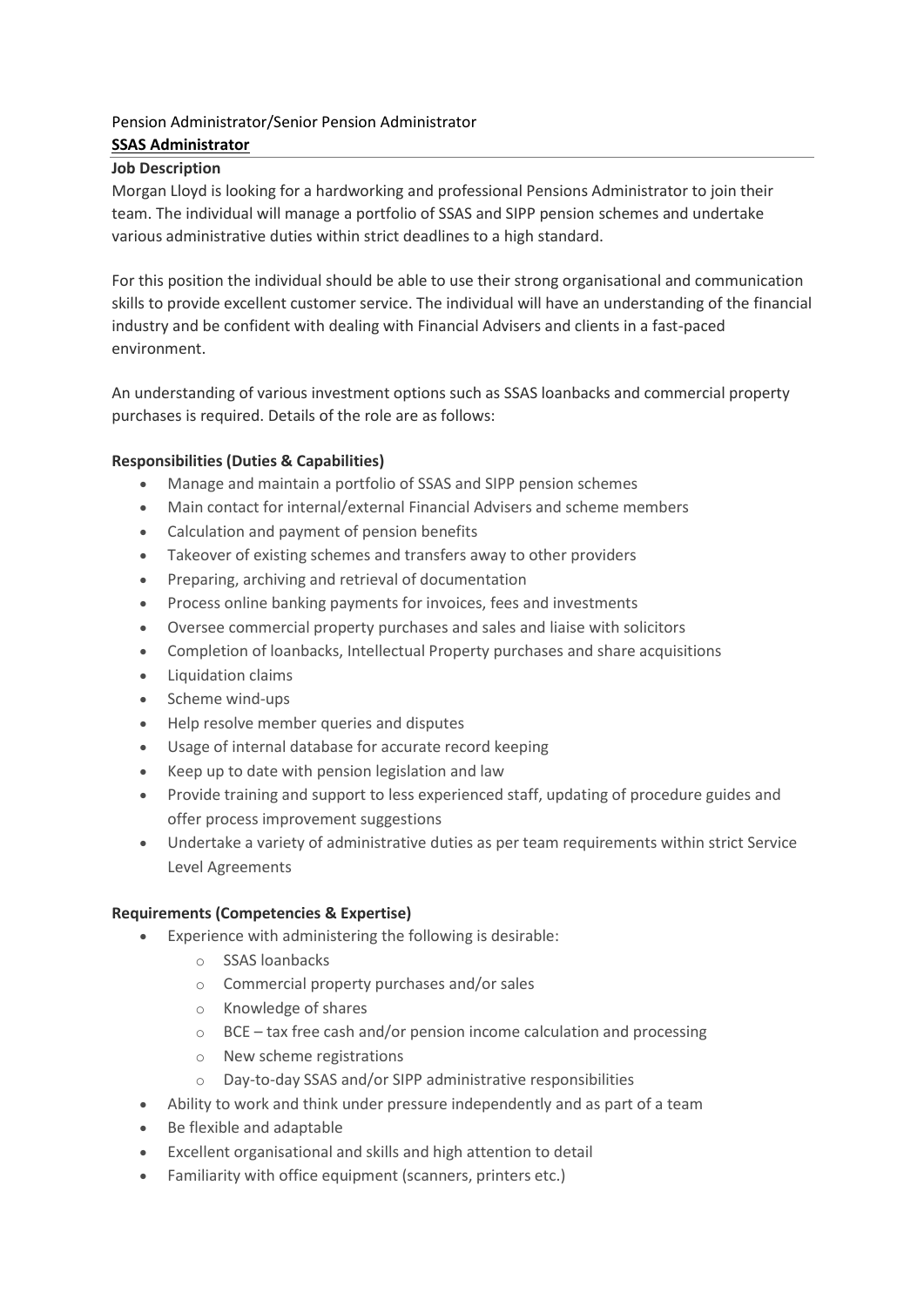Pension Administrator/Senior Pension Administrator

**SSAS Administrator**

**Job Description**

Morgan Lloyd is looking for a hardworking and professional Pensions Administrator to join their team. The individual will manage a portfolio of SSAS and SIPP pension schemes and undertake various administrative duties within strict deadlines to a high standard.

For this position the individual should be able to use their strong organisational and communication skills to provide excellent customer service. The individual will have an understanding of the financial industry and be confident with dealing with Financial Advisers and clients in a fast-paced environment.

An understanding of various investment options such as SSAS loanbacks and commercial property purchases is required. Details of the role are as follows:

**Responsibilities (Duties & Capabilities)**

- Manage and maintain a portfolio of SSAS and SIPP pension schemes
- Main contact for internal/external Financial Advisers and scheme members
- Calculation and payment of pension benefits
- Takeover of existing schemes and transfers away to other providers
- Preparing, archiving and retrieval of documentation
- Process online banking payments for invoices, fees and investments
- Oversee commercial property purchases and sales and liaise with solicitors
- Completion of loanbacks, Intellectual Property purchases and share acquisitions
- Liquidation claims
- Scheme wind-ups
- Help resolve member queries and disputes
- Usage of internal database for accurate record keeping
- Keep up to date with pension legislation and law
- Provide training and support to less experienced staff, updating of procedure guides and offer process improvement suggestions
- Undertake a variety of administrative duties as per team requirements within strict Service Level Agreements

**Requirements (Competencies & Expertise)**

- Experience with administering the following is desirable:
  - SSAS loanbacks
  - Commercial property purchases and/or sales
  - Knowledge of shares
  - BCE – tax free cash and/or pension income calculation and processing
  - New scheme registrations
  - Day-to-day SSAS and/or SIPP administrative responsibilities
- Ability to work and think under pressure independently and as part of a team
- Be flexible and adaptable
- Excellent organisational and skills and high attention to detail
- Familiarity with office equipment (scanners, printers etc.)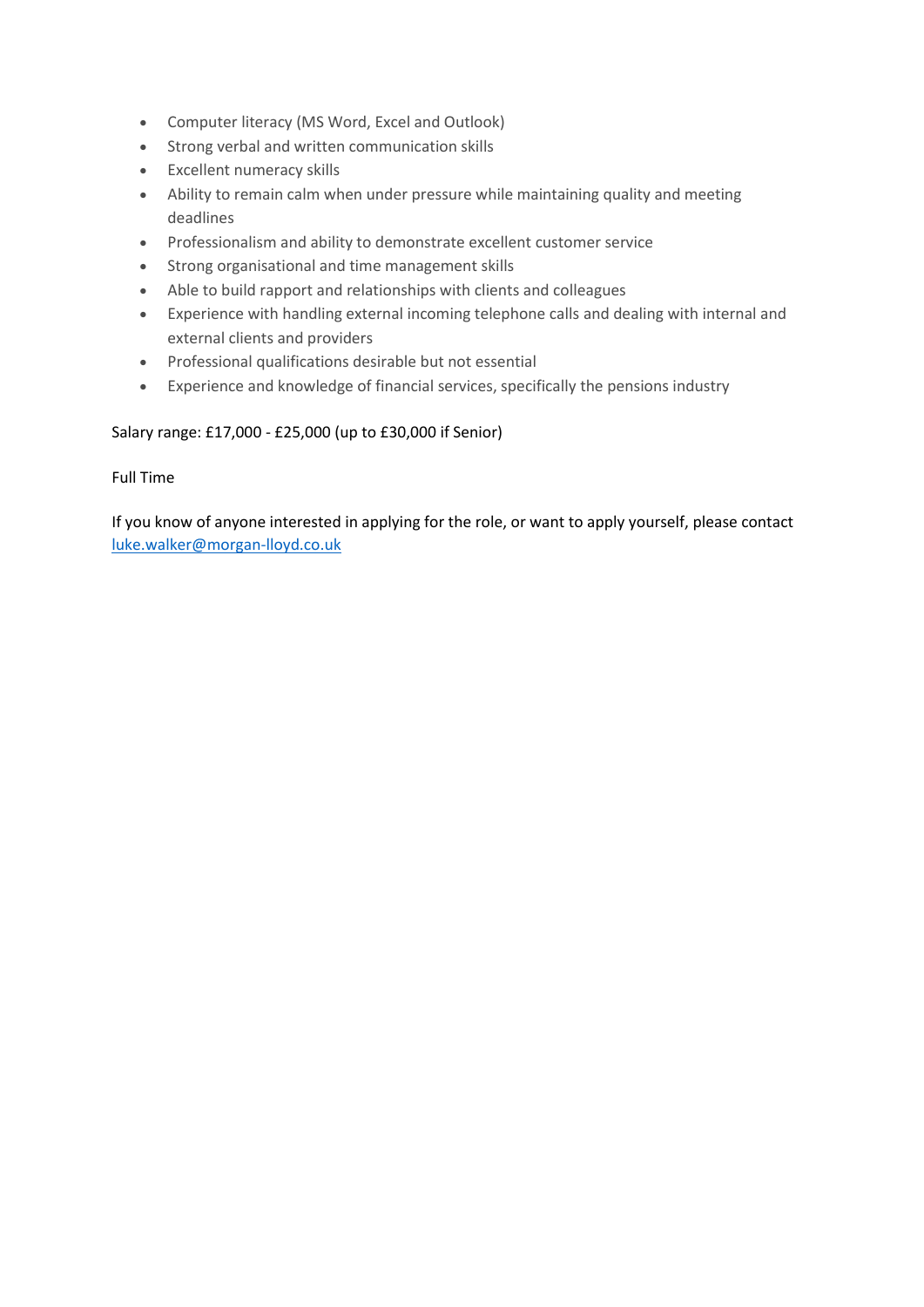- Computer literacy (MS Word, Excel and Outlook)
- Strong verbal and written communication skills
- Excellent numeracy skills
- Ability to remain calm when under pressure while maintaining quality and meeting deadlines
- Professionalism and ability to demonstrate excellent customer service
- Strong organisational and time management skills
- Able to build rapport and relationships with clients and colleagues
- Experience with handling external incoming telephone calls and dealing with internal and external clients and providers
- Professional qualifications desirable but not essential
- Experience and knowledge of financial services, specifically the pensions industry

Salary range: £17,000 - £25,000 (up to £30,000 if Senior)

Full Time

If you know of anyone interested in applying for the role, or want to apply yourself, please contact [luke.walker@morgan-lloyd.co.uk](mailto:luke.walker@morgan-lloyd.co.uk)